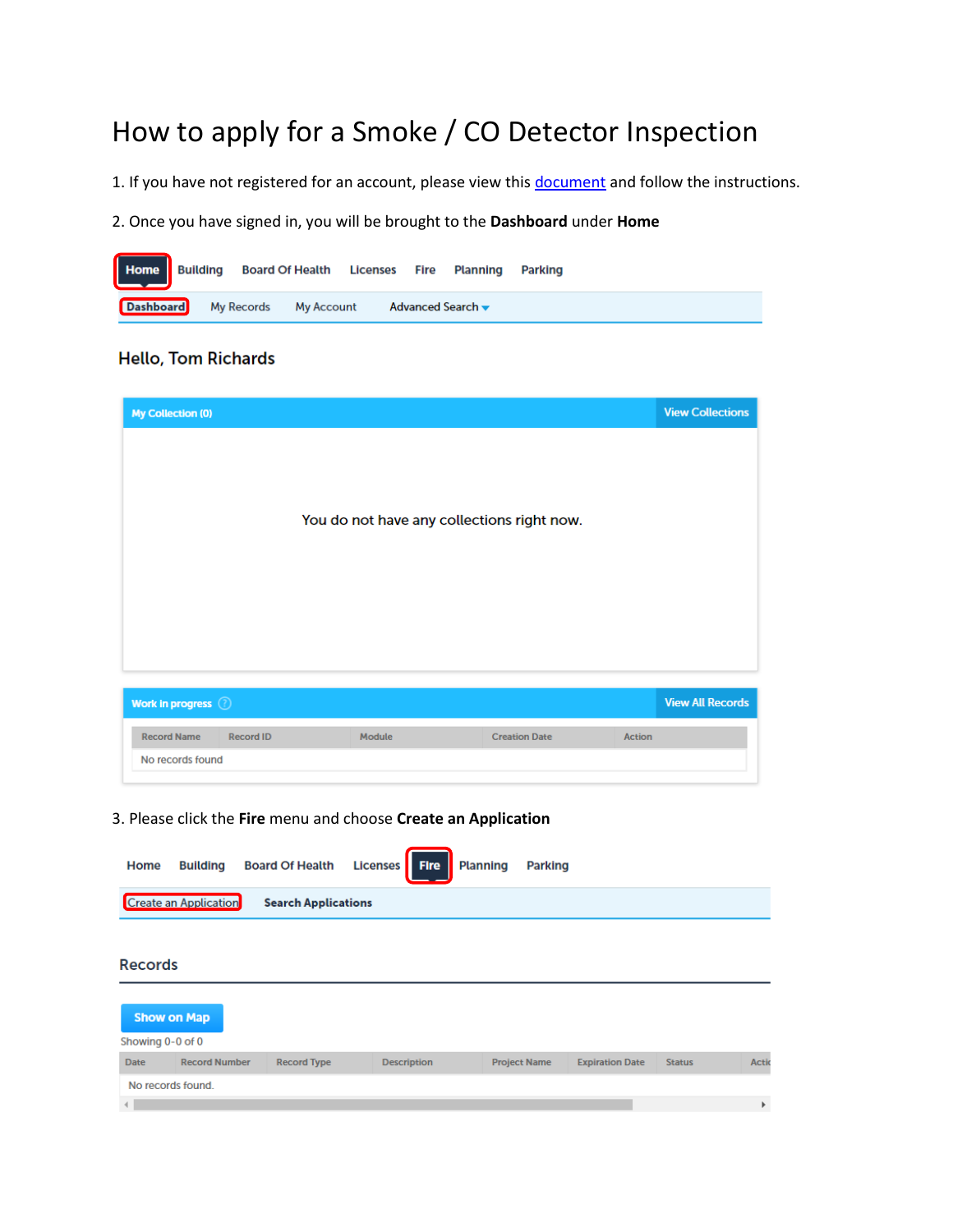# How to apply for a Smoke / CO Detector Inspection

1. If you have not registered for an account, please view this document and follow the instructions.

2. Once you have signed in, you will be brought to the **Dashboard** under **Home**

Home Building Board Of Health Licenses Fire Planning Parking

Dashboard My Records My Account Advanced Search

Hello, Tom Richards

My Collection (0) View Collections

You do not have any collections right now.

Work in progress View All Records

| Record Name | Record ID | Module | Creation Date | Action |
|---|---|---|---|---|
| No records found | | | | |

3. Please click the **Fire** menu and choose **Create an Application**

Home Building Board Of Health Licenses Fire Planning Parking

Create an Application Search Applications

Records

Show on Map

Showing 0-0 of 0

| Date | Record Number | Record Type | Description | Project Name | Expiration Date | Status | Acti |
|---|---|---|---|---|---|---|---|
| No records found. | | | | | | | |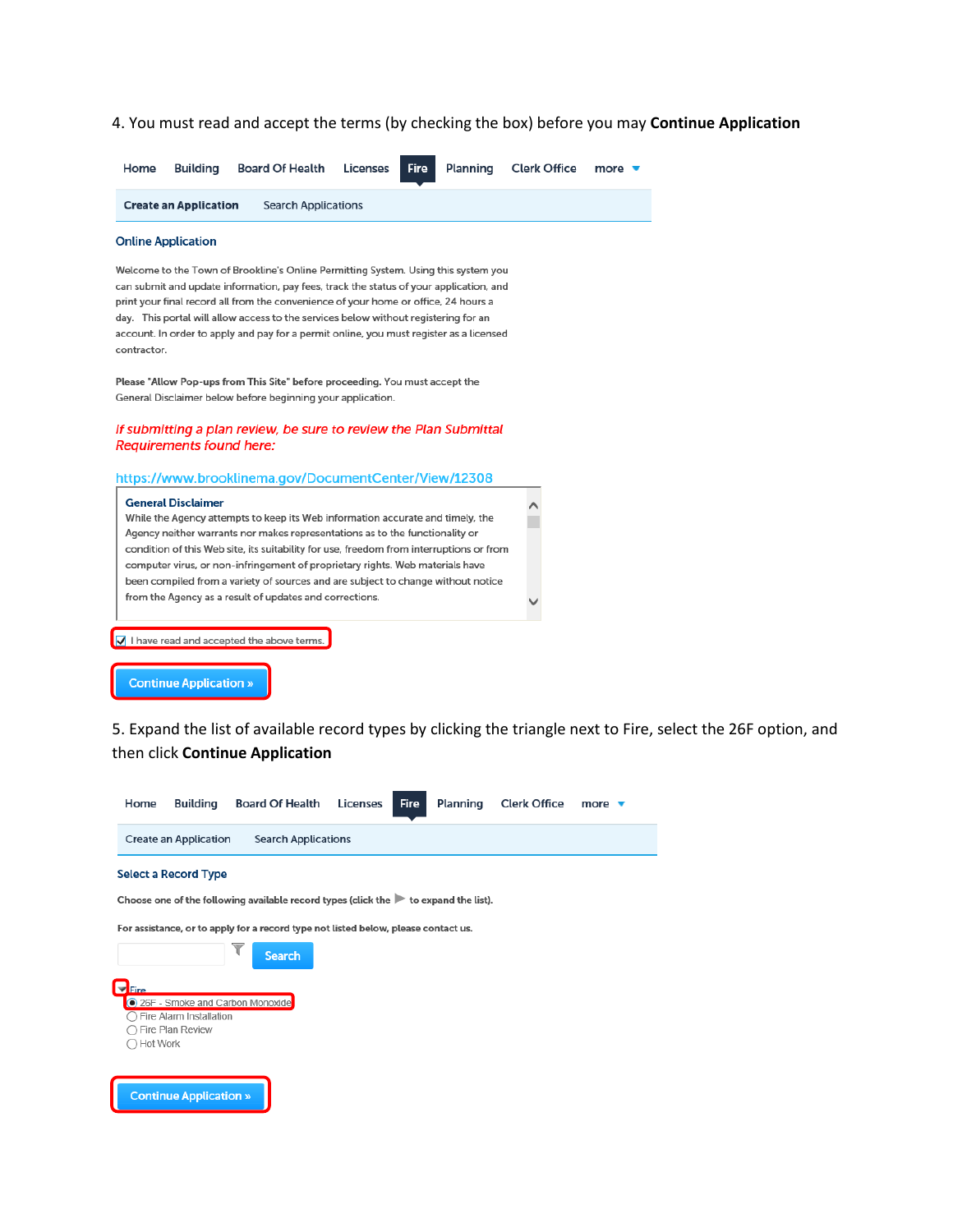4. You must read and accept the terms (by checking the box) before you may **Continue Application**

Home | Building | Board Of Health | Licenses | Fire | Planning | Clerk Office | more

Create an Application | Search Applications

Online Application

Welcome to the Town of Brookline's Online Permitting System. Using this system you can submit and update information, pay fees, track the status of your application, and print your final record all from the convenience of your home or office, 24 hours a day. This portal will allow access to the services below without registering for an account. In order to apply and pay for a permit online, you must register as a licensed contractor.

**Please "Allow Pop-ups from This Site" before proceeding.** You must accept the General Disclaimer below before beginning your application.

*If submitting a plan review, be sure to review the Plan Submittal Requirements found here:*

https://www.brooklinema.gov/DocumentCenter/View/12308

**General Disclaimer**
While the Agency attempts to keep its Web information accurate and timely, the Agency neither warrants nor makes representations as to the functionality or condition of this Web site, its suitability for use, freedom from interruptions or from computer virus, or non-infringement of proprietary rights. Web materials have been compiled from a variety of sources and are subject to change without notice from the Agency as a result of updates and corrections.

☑ I have read and accepted the above terms.

Continue Application »

5. Expand the list of available record types by clicking the triangle next to Fire, select the 26F option, and then click **Continue Application**

Home | Building | Board Of Health | Licenses | Fire | Planning | Clerk Office | more

Create an Application | Search Applications

Select a Record Type

Choose one of the following available record types (click the ▶ to expand the list).

For assistance, or to apply for a record type not listed below, please contact us.

Search

Fire
- ◉ 26F - Smoke and Carbon Monoxide
- ○ Fire Alarm Installation
- ○ Fire Plan Review
- ○ Hot Work

Continue Application »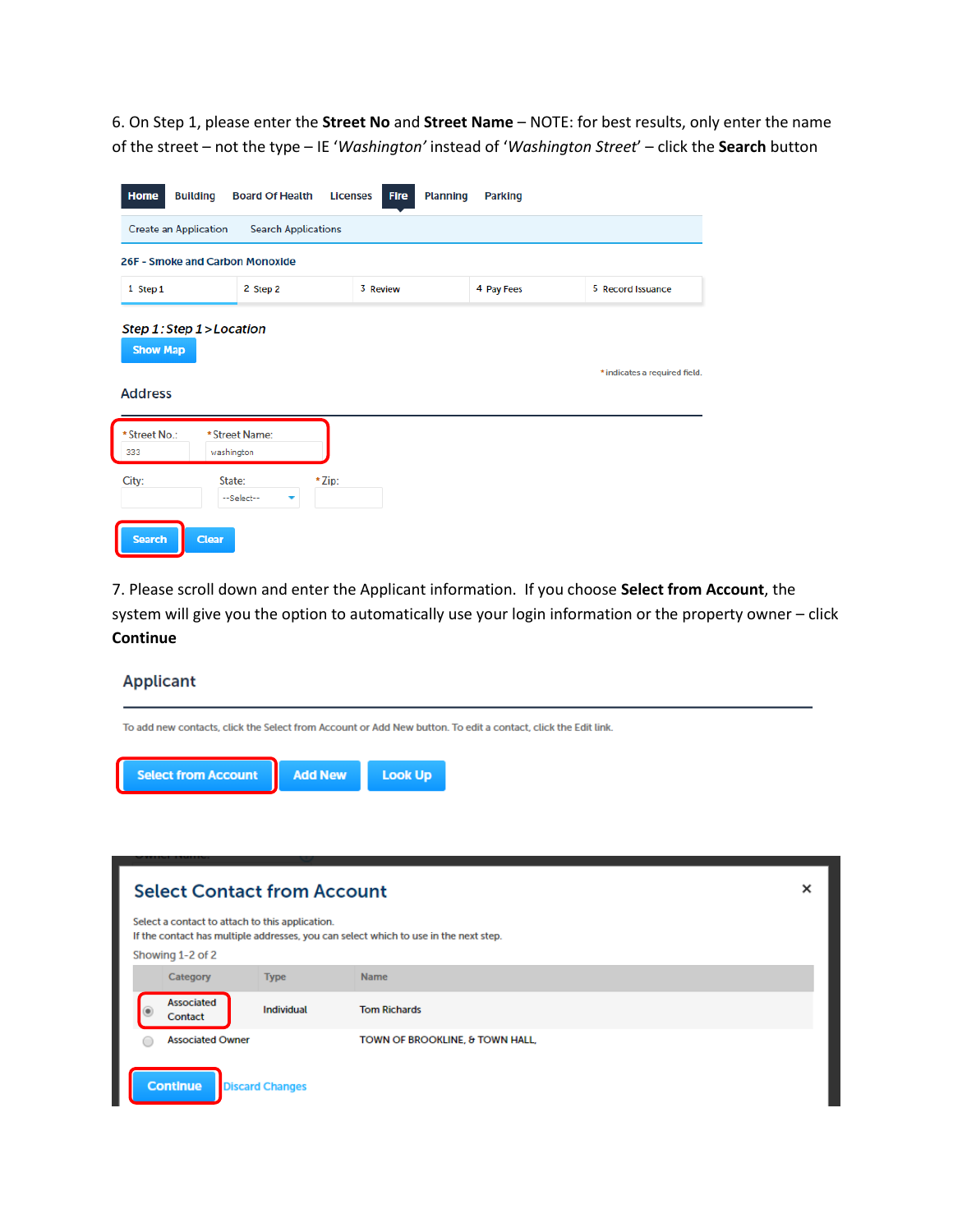6. On Step 1, please enter the **Street No** and **Street Name** – NOTE: for best results, only enter the name of the street – not the type – IE '*Washington'* instead of '*Washington Street*' – click the **Search** button

Home | Building | Board Of Health | Licenses | Fire | Planning | Parking

Create an Application | Search Applications

26F - Smoke and Carbon Monoxide

1 Step 1 | 2 Step 2 | 3 Review | 4 Pay Fees | 5 Record Issuance

*Step 1 : Step 1 > Location*

Show Map

*indicates a required field.

Address

*Street No.: 333 | *Street Name: washington

City: | State: --Select-- | *Zip:

Search | Clear

7. Please scroll down and enter the Applicant information. If you choose **Select from Account**, the system will give you the option to automatically use your login information or the property owner – click **Continue**

Applicant

To add new contacts, click the Select from Account or Add New button. To edit a contact, click the Edit link.

Select from Account | Add New | Look Up

Select Contact from Account

Select a contact to attach to this application.
If the contact has multiple addresses, you can select which to use in the next step.

Showing 1-2 of 2

| | Category | Type | Name |
|---|---|---|---|
| ◉ | Associated Contact | Individual | Tom Richards |
| ○ | Associated Owner | | TOWN OF BROOKLINE, & TOWN HALL, |

Continue | Discard Changes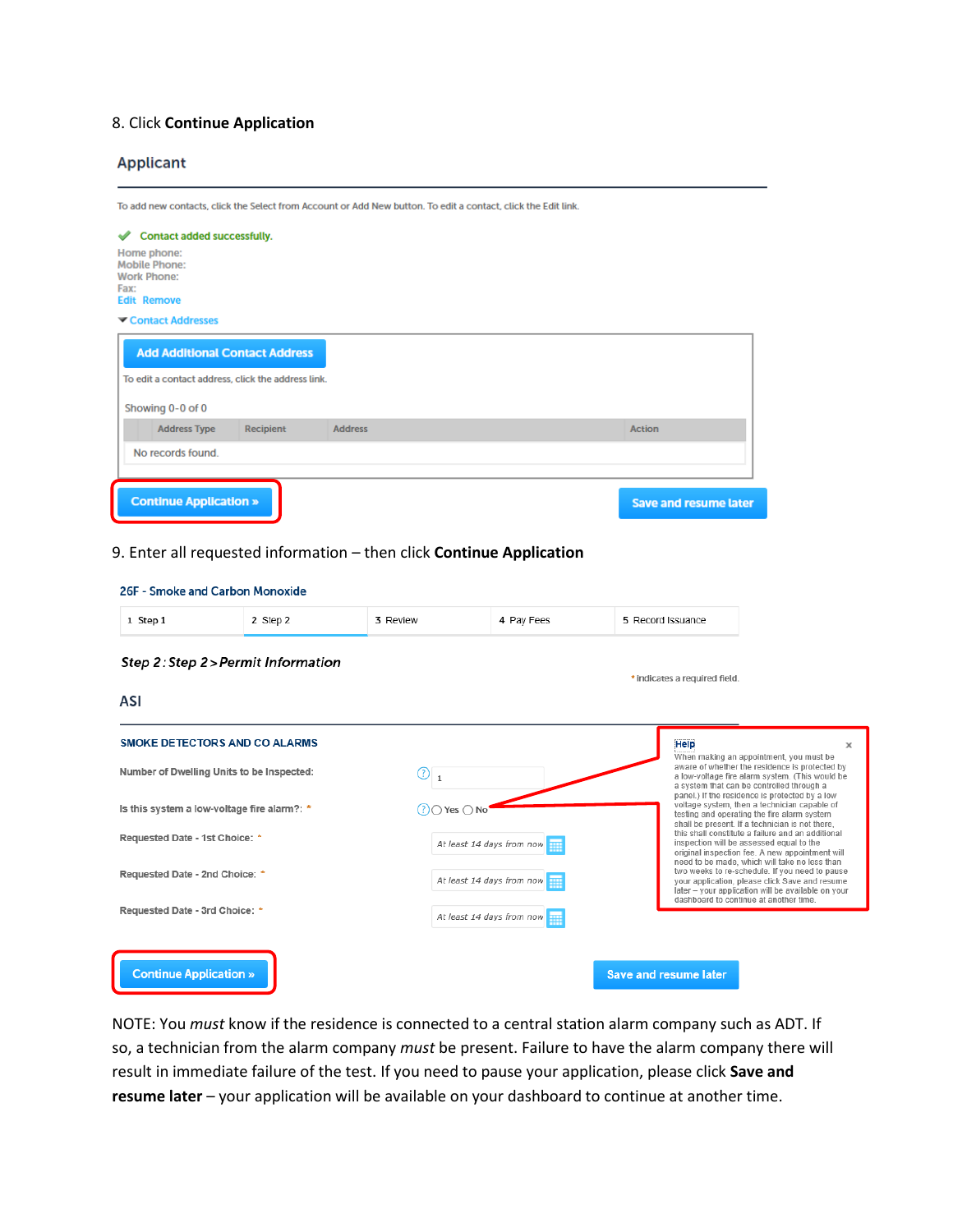8. Click **Continue Application**

## Applicant

To add new contacts, click the Select from Account or Add New button. To edit a contact, click the Edit link.

✔ Contact added successfully.

Home phone:
Mobile Phone:
Work Phone:
Fax:
Edit Remove

▼ Contact Addresses

Add Additional Contact Address

To edit a contact address, click the address link.

Showing 0-0 of 0

| | Address Type | Recipient | Address | Action |
|---|---|---|---|---|
| No records found. | | | | |

Continue Application » Save and resume later

9. Enter all requested information – then click **Continue Application**

26F - Smoke and Carbon Monoxide

| 1 Step 1 | 2 Step 2 | 3 Review | 4 Pay Fees | 5 Record Issuance |
|---|---|---|---|---|

*Step 2 : Step 2 > Permit Information*

\* indicates a required field.

### ASI

SMOKE DETECTORS AND CO ALARMS

Number of Dwelling Units to be Inspected: 1

Is this system a low-voltage fire alarm?: * ◯ Yes ◯ No

Requested Date - 1st Choice: * At least 14 days from now

Requested Date - 2nd Choice: * At least 14 days from now

Requested Date - 3rd Choice: * At least 14 days from now

Help

When making an appointment, you must be aware of whether the residence is protected by a low-voltage fire alarm system. (This would be a system that can be controlled through a panel.) If the residence is protected by a low voltage system, then a technician capable of testing and operating the fire alarm system shall be present. If a technician is not there, this shall constitute a failure and an additional inspection will be assessed equal to the original inspection fee. A new appointment will need to be made, which will take no less than two weeks to re-schedule. If you need to pause your application, please click Save and resume later – your application will be available on your dashboard to continue at another time.

Continue Application » Save and resume later

NOTE: You *must* know if the residence is connected to a central station alarm company such as ADT. If so, a technician from the alarm company *must* be present. Failure to have the alarm company there will result in immediate failure of the test. If you need to pause your application, please click **Save and resume later** – your application will be available on your dashboard to continue at another time.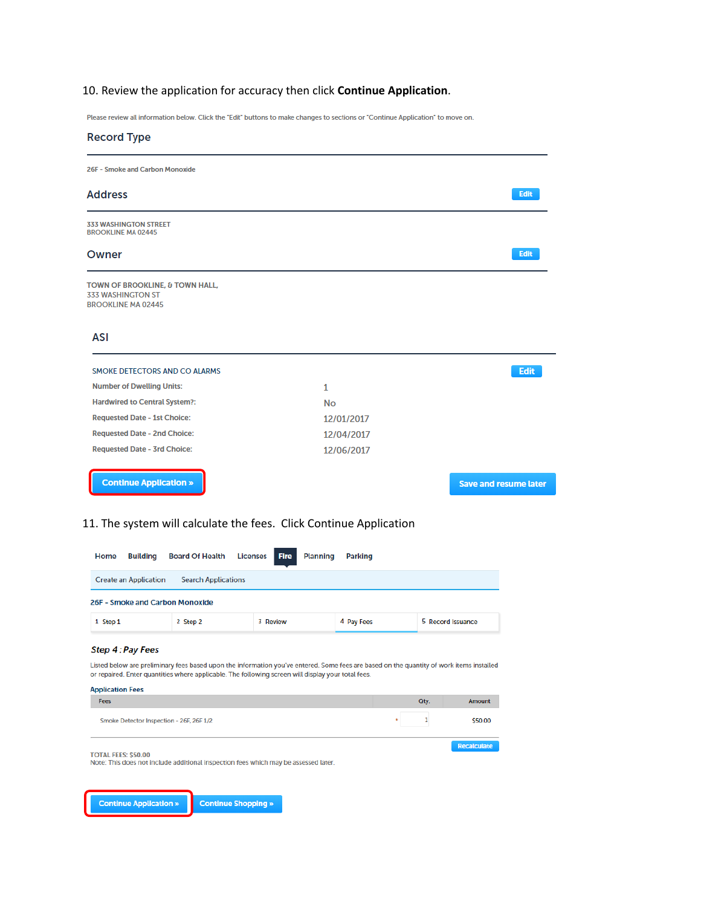10. Review the application for accuracy then click **Continue Application**.

Please review all information below. Click the "Edit" buttons to make changes to sections or "Continue Application" to move on.

## Record Type

26F - Smoke and Carbon Monoxide

## Address

Edit

333 WASHINGTON STREET
BROOKLINE MA 02445

## Owner

Edit

TOWN OF BROOKLINE, & TOWN HALL,
333 WASHINGTON ST
BROOKLINE MA 02445

## ASI

SMOKE DETECTORS AND CO ALARMS

Edit

| | |
|---|---|
| Number of Dwelling Units: | 1 |
| Hardwired to Central System?: | No |
| Requested Date - 1st Choice: | 12/01/2017 |
| Requested Date - 2nd Choice: | 12/04/2017 |
| Requested Date - 3rd Choice: | 12/06/2017 |

Continue Application »

Save and resume later

11. The system will calculate the fees. Click Continue Application

Home Building Board Of Health Licenses Fire Planning Parking

Create an Application Search Applications

26F - Smoke and Carbon Monoxide

1 Step 1 | 2 Step 2 | 3 Review | 4 Pay Fees | 5 Record Issuance

### *Step 4 : Pay Fees*

Listed below are preliminary fees based upon the information you've entered. Some fees are based on the quantity of work items installed or repaired. Enter quantities where applicable. The following screen will display your total fees.

Application Fees

| Fees | Qty. | Amount |
|---|---|---|
| Smoke Detector Inspection - 26F, 26F 1/2 | * 1 | $50.00 |

Recalculate

TOTAL FEES: $50.00
Note: This does not include additional inspection fees which may be assessed later.

Continue Application »

Continue Shopping »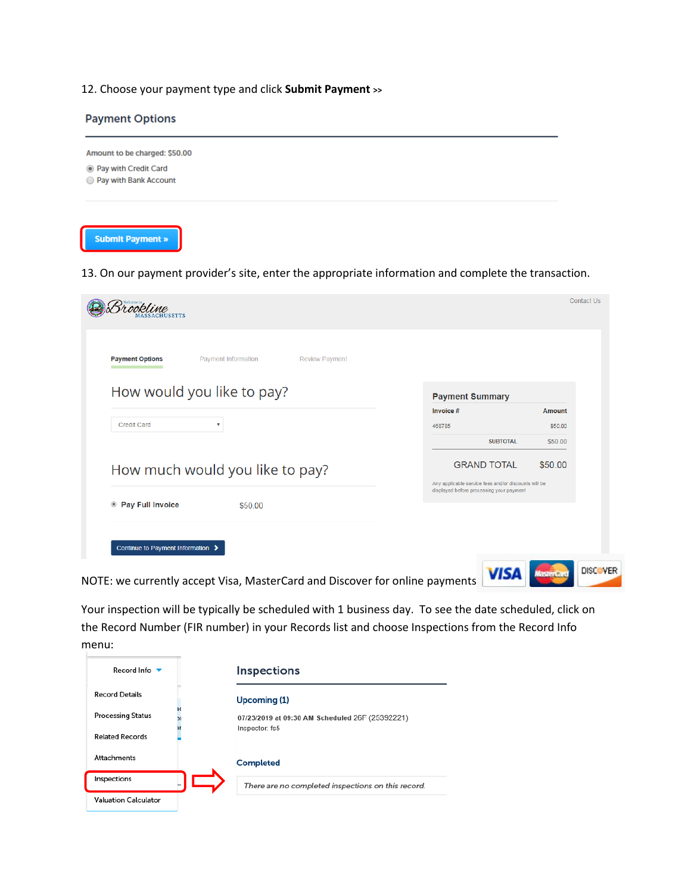12. Choose your payment type and click **Submit Payment** >>

Payment Options

Amount to be charged: $50.00

- Pay with Credit Card
- Pay with Bank Account

Submit Payment »

13. On our payment provider's site, enter the appropriate information and complete the transaction.

Brookline MASSACHUSETTS

Contact Us

**Payment Options** Payment Information Review Payment

How would you like to pay?

Credit Card

How much would you like to pay?

Pay Full Invoice $50.00

Continue to Payment Information

**Payment Summary**

| Invoice # | Amount |
|---|---|
| 468785 | $50.00 |
| SUBTOTAL | $50.00 |
| GRAND TOTAL | $50.00 |

Any applicable service fees and/or discounts will be displayed before processing your payment

NOTE: we currently accept Visa, MasterCard and Discover for online payments

Your inspection will be typically be scheduled with 1 business day. To see the date scheduled, click on the Record Number (FIR number) in your Records list and choose Inspections from the Record Info menu:

Record Info

- Record Details
- Processing Status
- Related Records
- Attachments
- Inspections
- Valuation Calculator

Inspections

Upcoming (1)

07/23/2019 at 09:30 AM Scheduled 26F (25392221)
Inspector: fs5

Completed

*There are no completed inspections on this record.*